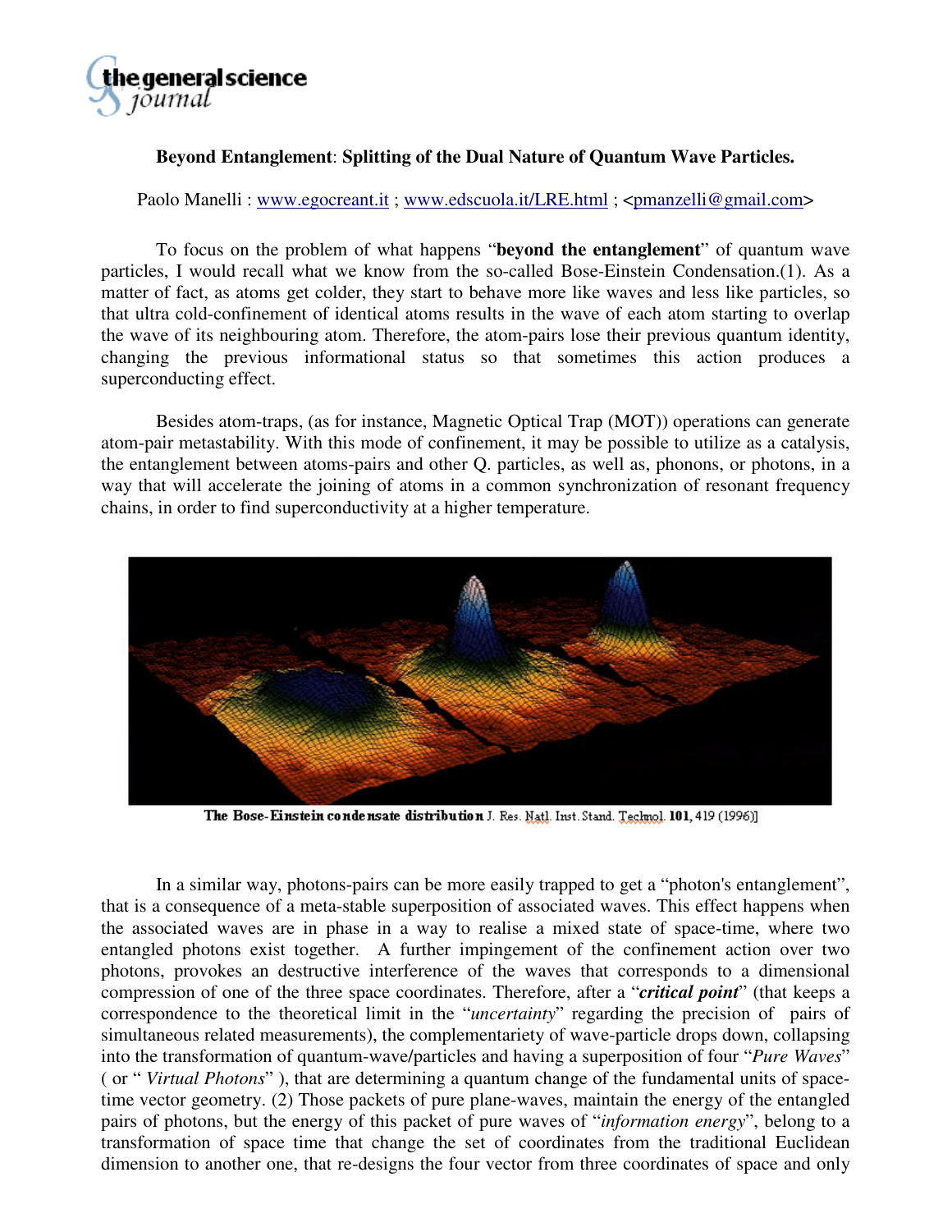# Beyond Entanglement: Splitting of the Dual Nature of Quantum Wave Particles.

Paolo Manelli : www.egocreant.it ; www.edscuola.it/LRE.html ; <pmanzelli@gmail.com>

To focus on the problem of what happens "**beyond the entanglement**" of quantum wave particles, I would recall what we know from the so-called Bose-Einstein Condensation.(1). As a matter of fact, as atoms get colder, they start to behave more like waves and less like particles, so that ultra cold-confinement of identical atoms results in the wave of each atom starting to overlap the wave of its neighbouring atom. Therefore, the atom-pairs lose their previous quantum identity, changing the previous informational status so that sometimes this action produces a superconducting effect.

Besides atom-traps, (as for instance, Magnetic Optical Trap (MOT)) operations can generate atom-pair metastability. With this mode of confinement, it may be possible to utilize as a catalysis, the entanglement between atoms-pairs and other Q. particles, as well as, phonons, or photons, in a way that will accelerate the joining of atoms in a common synchronization of resonant frequency chains, in order to find superconductivity at a higher temperature.

**The Bose-Einstein condensate distribution** J. Res. Natl. Inst. Stand. Technol. **101**, 419 (1996)]

In a similar way, photons-pairs can be more easily trapped to get a "photon's entanglement", that is a consequence of a meta-stable superposition of associated waves. This effect happens when the associated waves are in phase in a way to realise a mixed state of space-time, where two entangled photons exist together. A further impingement of the confinement action over two photons, provokes an destructive interference of the waves that corresponds to a dimensional compression of one of the three space coordinates. Therefore, after a "***critical point***" (that keeps a correspondence to the theoretical limit in the "*uncertainty*" regarding the precision of pairs of simultaneous related measurements), the complementariety of wave-particle drops down, collapsing into the transformation of quantum-wave/particles and having a superposition of four "*Pure Waves*" ( or " *Virtual Photons*" ), that are determining a quantum change of the fundamental units of space-time vector geometry. (2) Those packets of pure plane-waves, maintain the energy of the entangled pairs of photons, but the energy of this packet of pure waves of "*information energy*", belong to a transformation of space time that change the set of coordinates from the traditional Euclidean dimension to another one, that re-designs the four vector from three coordinates of space and only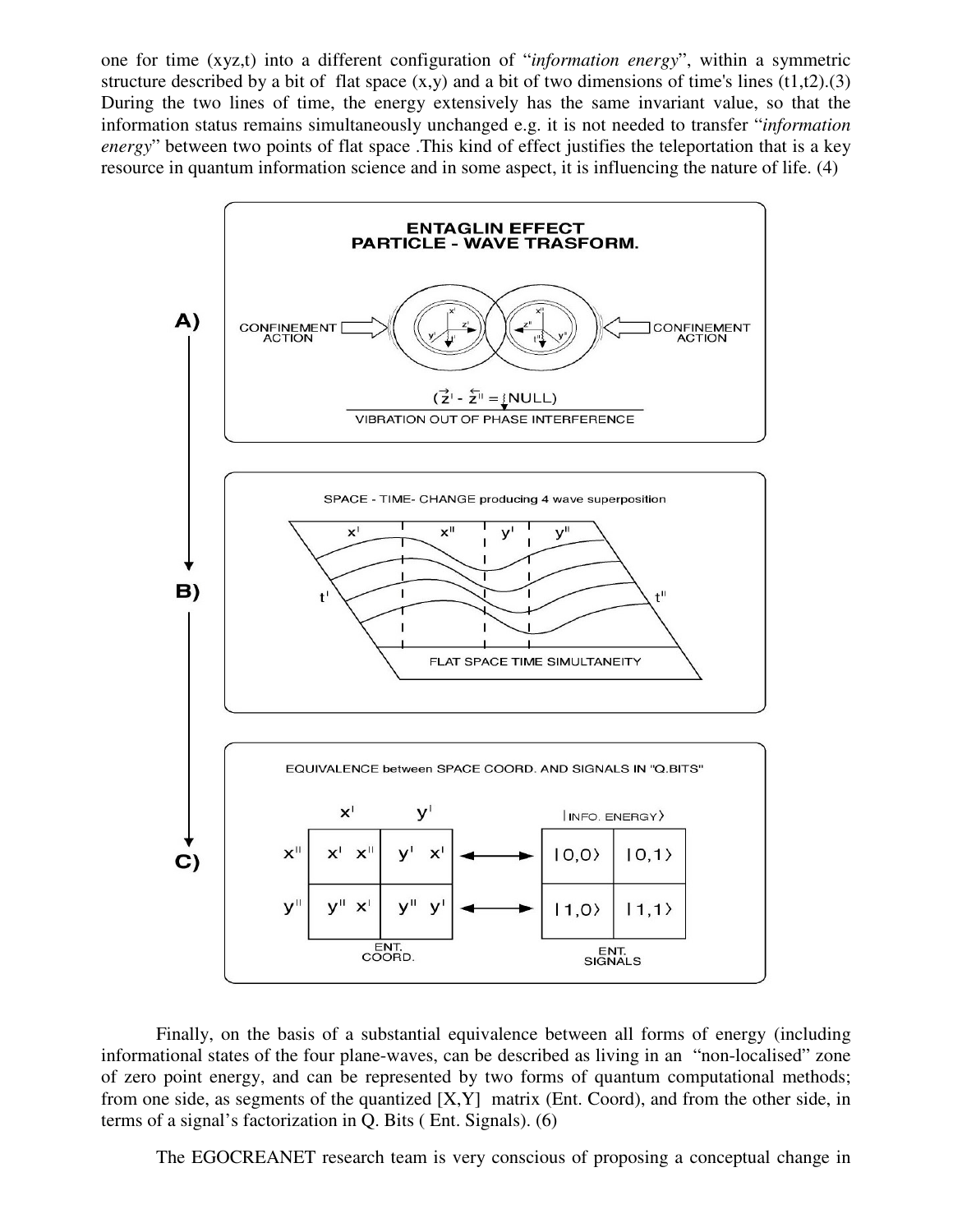one for time (xyz,t) into a different configuration of "*information energy*", within a symmetric structure described by a bit of flat space (x,y) and a bit of two dimensions of time's lines (t1,t2).(3) During the two lines of time, the energy extensively has the same invariant value, so that the information status remains simultaneously unchanged e.g. it is not needed to transfer "*information energy*" between two points of flat space .This kind of effect justifies the teleportation that is a key resource in quantum information science and in some aspect, it is influencing the nature of life. (4)

**A)** ENTAGLIN EFFECT
PARTICLE - WAVE TRASFORM.

CONFINEMENT ACTION — CONFINEMENT ACTION

$(\vec{z}^{I} - \overleftarrow{z}^{II} = \text{NULL})$

VIBRATION OUT OF PHASE INTERFERENCE

**B)** SPACE - TIME- CHANGE producing 4 wave superposition

$x^{I}$ $x^{II}$ $y^{I}$ $y^{II}$ — $t^{I}$ $t^{II}$

FLAT SPACE TIME SIMULTANEITY

**C)** EQUIVALENCE between SPACE COORD. AND SIGNALS IN "Q.BITS"

|  | $x^{I}$ | $y^{I}$ |  | \|INFO. ENERGY⟩ |  |
|---|---|---|---|---|---|
| $x^{II}$ | $x^{I}\ x^{II}$ | $y^{I}\ x^{I}$ | ⟷ | $\|0,0\rangle$ | $\|0,1\rangle$ |
| $y^{II}$ | $y^{II}\ x^{I}$ | $y^{II}\ y^{I}$ | ⟷ | $\|1,0\rangle$ | $\|1,1\rangle$ |
|  | ENT. COORD. |  |  | ENT. SIGNALS |  |

Finally, on the basis of a substantial equivalence between all forms of energy (including informational states of the four plane-waves, can be described as living in an "non-localised" zone of zero point energy, and can be represented by two forms of quantum computational methods; from one side, as segments of the quantized [X,Y] matrix (Ent. Coord), and from the other side, in terms of a signal's factorization in Q. Bits ( Ent. Signals). (6)

The EGOCREANET research team is very conscious of proposing a conceptual change in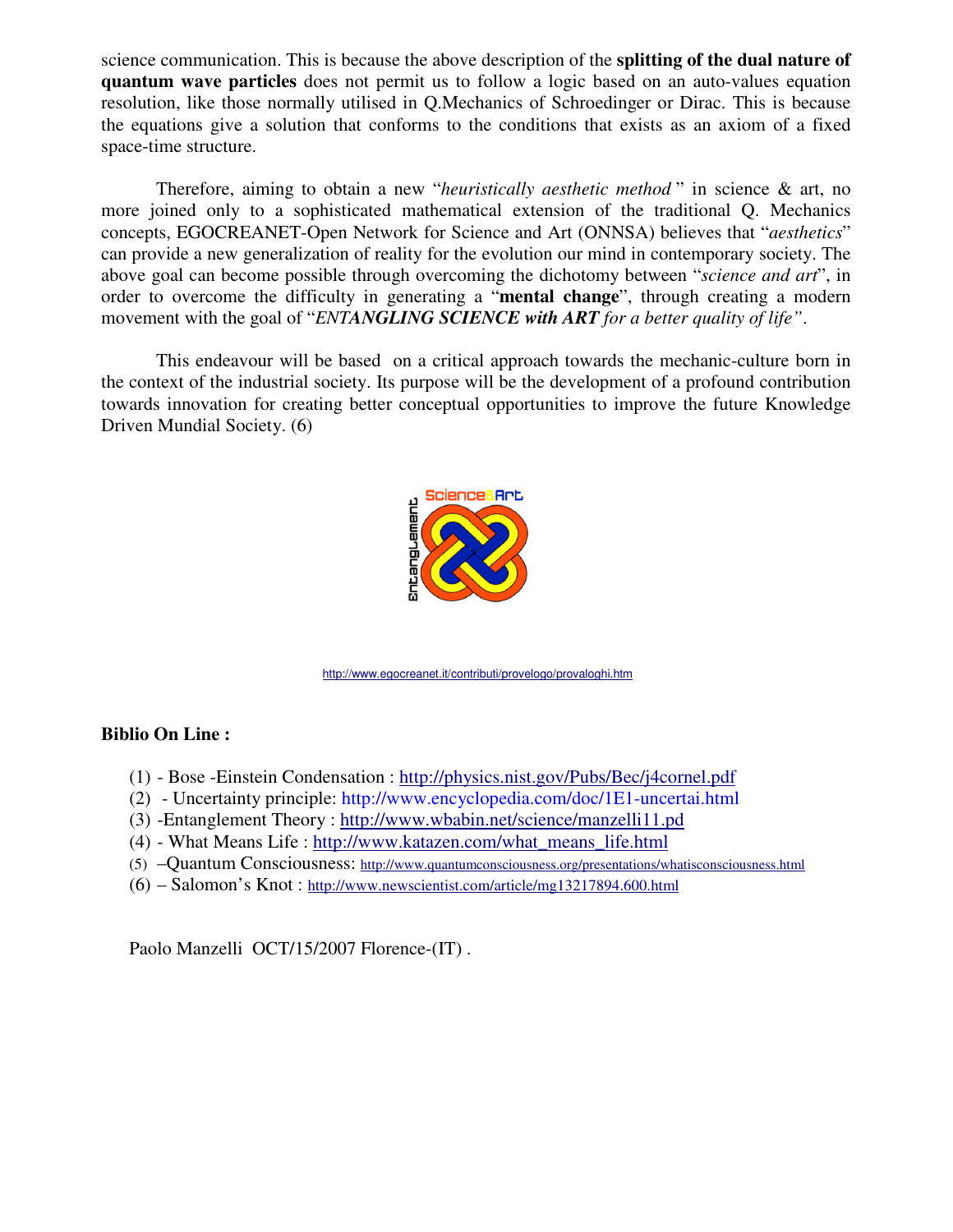science communication. This is because the above description of the **splitting of the dual nature of quantum wave particles** does not permit us to follow a logic based on an auto-values equation resolution, like those normally utilised in Q.Mechanics of Schroedinger or Dirac. This is because the equations give a solution that conforms to the conditions that exists as an axiom of a fixed space-time structure.

Therefore, aiming to obtain a new "*heuristically aesthetic method* " in science & art, no more joined only to a sophisticated mathematical extension of the traditional Q. Mechanics concepts, EGOCREANET-Open Network for Science and Art (ONNSA) believes that "*aesthetics*" can provide a new generalization of reality for the evolution our mind in contemporary society. The above goal can become possible through overcoming the dichotomy between "*science and art*", in order to overcome the difficulty in generating a "**mental change**", through creating a modern movement with the goal of "***ENTANGLING SCIENCE with ART*** *for a better quality of life"*.

This endeavour will be based on a critical approach towards the mechanic-culture born in the context of the industrial society. Its purpose will be the development of a profound contribution towards innovation for creating better conceptual opportunities to improve the future Knowledge Driven Mundial Society. (6)

Science&Art

Entanglement

http://www.egocreanet.it/contributi/provelogo/provaloghi.htm

**Biblio On Line :**

(1) - Bose -Einstein Condensation : http://physics.nist.gov/Pubs/Bec/j4cornel.pdf
(2) - Uncertainty principle: http://www.encyclopedia.com/doc/1E1-uncertai.html
(3) -Entanglement Theory : http://www.wbabin.net/science/manzelli11.pd
(4) - What Means Life : http://www.katazen.com/what_means_life.html
(5) –Quantum Consciousness: http://www.quantumconsciousness.org/presentations/whatisconsciousness.html
(6) – Salomon's Knot : http://www.newscientist.com/article/mg13217894.600.html

Paolo Manzelli OCT/15/2007 Florence-(IT) .